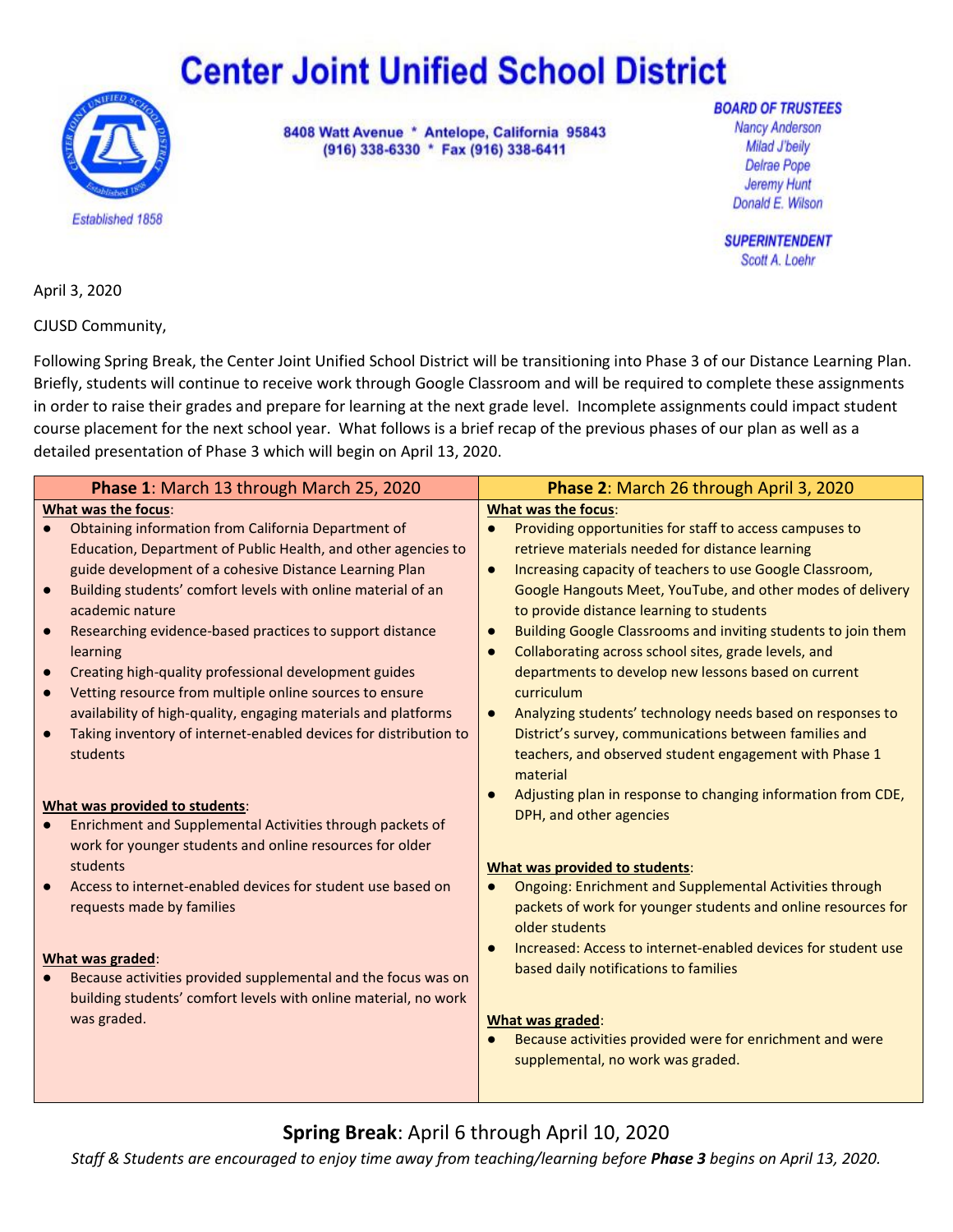# Center Joint Unified School District

Established 1858

8408 Watt Avenue * Antelope, California 95843
(916) 338-6330 * Fax (916) 338-6411

**BOARD OF TRUSTEES**
Nancy Anderson
Milad J'beily
Delrae Pope
Jeremy Hunt
Donald E. Wilson

**SUPERINTENDENT**
Scott A. Loehr

April 3, 2020

CJUSD Community,

Following Spring Break, the Center Joint Unified School District will be transitioning into Phase 3 of our Distance Learning Plan. Briefly, students will continue to receive work through Google Classroom and will be required to complete these assignments in order to raise their grades and prepare for learning at the next grade level. Incomplete assignments could impact student course placement for the next school year. What follows is a brief recap of the previous phases of our plan as well as a detailed presentation of Phase 3 which will begin on April 13, 2020.

| **Phase 1**: March 13 through March 25, 2020 | **Phase 2**: March 26 through April 3, 2020 |
|---|---|
| <u>What was the focus</u>:<br>● Obtaining information from California Department of Education, Department of Public Health, and other agencies to guide development of a cohesive Distance Learning Plan<br>● Building students' comfort levels with online material of an academic nature<br>● Researching evidence-based practices to support distance learning<br>● Creating high-quality professional development guides<br>● Vetting resource from multiple online sources to ensure availability of high-quality, engaging materials and platforms<br>● Taking inventory of internet-enabled devices for distribution to students<br><br><u>What was provided to students</u>:<br>● Enrichment and Supplemental Activities through packets of work for younger students and online resources for older students<br>● Access to internet-enabled devices for student use based on requests made by families<br><br><u>What was graded</u>:<br>● Because activities provided supplemental and the focus was on building students' comfort levels with online material, no work was graded. | <u>What was the focus</u>:<br>● Providing opportunities for staff to access campuses to retrieve materials needed for distance learning<br>● Increasing capacity of teachers to use Google Classroom, Google Hangouts Meet, YouTube, and other modes of delivery to provide distance learning to students<br>● Building Google Classrooms and inviting students to join them<br>● Collaborating across school sites, grade levels, and departments to develop new lessons based on current curriculum<br>● Analyzing students' technology needs based on responses to District's survey, communications between families and teachers, and observed student engagement with Phase 1 material<br>● Adjusting plan in response to changing information from CDE, DPH, and other agencies<br><br><u>What was provided to students</u>:<br>● Ongoing: Enrichment and Supplemental Activities through packets of work for younger students and online resources for older students<br>● Increased: Access to internet-enabled devices for student use based daily notifications to families<br><br><u>What was graded</u>:<br>● Because activities provided were for enrichment and were supplemental, no work was graded. |

**Spring Break**: April 6 through April 10, 2020

*Staff & Students are encouraged to enjoy time away from teaching/learning before **Phase 3** begins on April 13, 2020.*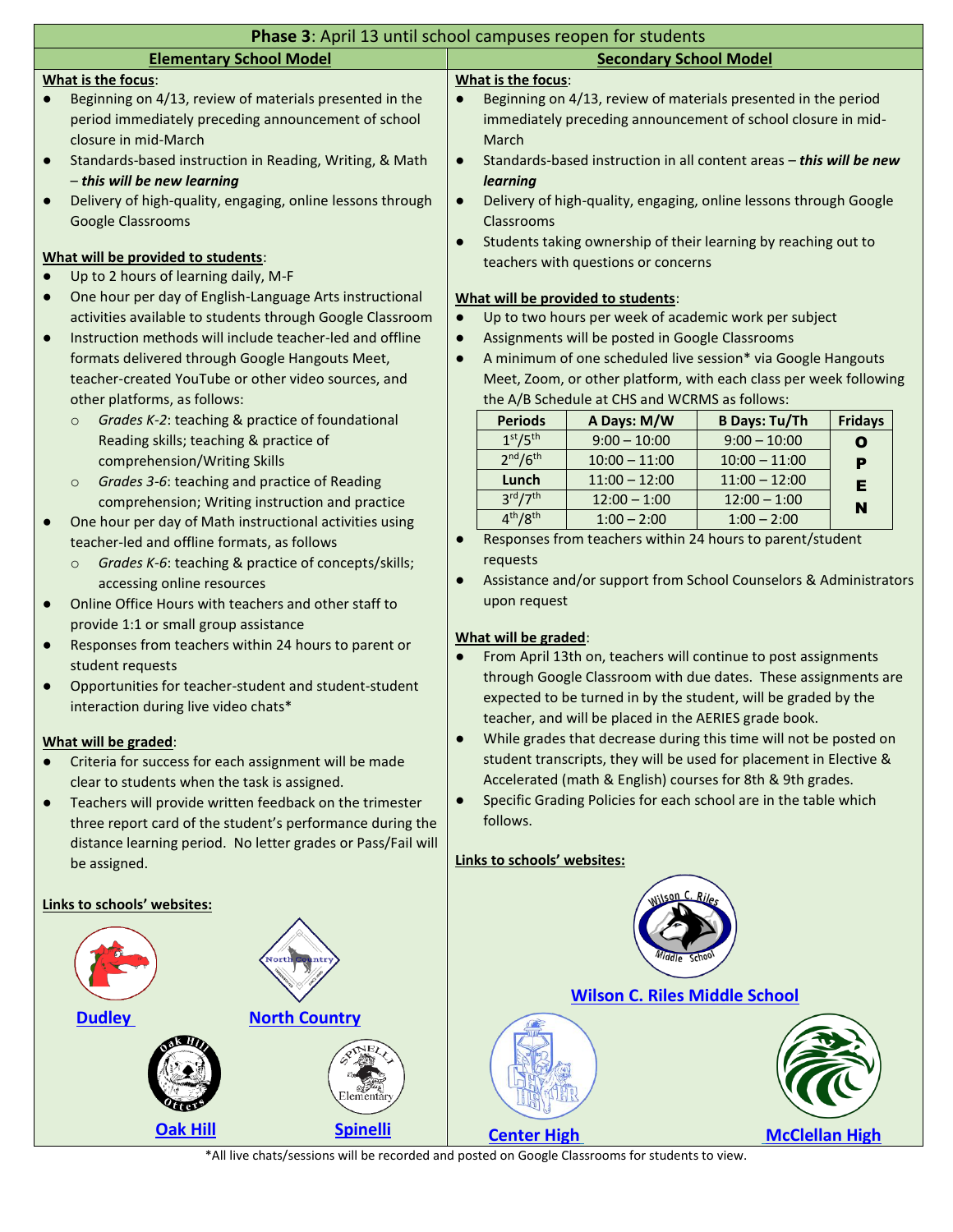## Phase 3: April 13 until school campuses reopen for students

### Elementary School Model

**What is the focus**:

- Beginning on 4/13, review of materials presented in the period immediately preceding announcement of school closure in mid-March
- Standards-based instruction in Reading, Writing, & Math – ***this will be new learning***
- Delivery of high-quality, engaging, online lessons through Google Classrooms

**What will be provided to students**:

- Up to 2 hours of learning daily, M-F
- One hour per day of English-Language Arts instructional activities available to students through Google Classroom
- Instruction methods will include teacher-led and offline formats delivered through Google Hangouts Meet, teacher-created YouTube or other video sources, and other platforms, as follows:
  - *Grades K-2*: teaching & practice of foundational Reading skills; teaching & practice of comprehension/Writing Skills
  - *Grades 3-6*: teaching and practice of Reading comprehension; Writing instruction and practice
- One hour per day of Math instructional activities using teacher-led and offline formats, as follows
  - *Grades K-6*: teaching & practice of concepts/skills; accessing online resources
- Online Office Hours with teachers and other staff to provide 1:1 or small group assistance
- Responses from teachers within 24 hours to parent or student requests
- Opportunities for teacher-student and student-student interaction during live video chats*

**What will be graded**:

- Criteria for success for each assignment will be made clear to students when the task is assigned.
- Teachers will provide written feedback on the trimester three report card of the student's performance during the distance learning period. No letter grades or Pass/Fail will be assigned.

**Links to schools' websites:**

Dudley | North Country | Oak Hill | Spinelli

### Secondary School Model

**What is the focus**:

- Beginning on 4/13, review of materials presented in the period immediately preceding announcement of school closure in mid-March
- Standards-based instruction in all content areas – ***this will be new learning***
- Delivery of high-quality, engaging, online lessons through Google Classrooms
- Students taking ownership of their learning by reaching out to teachers with questions or concerns

**What will be provided to students**:

- Up to two hours per week of academic work per subject
- Assignments will be posted in Google Classrooms
- A minimum of one scheduled live session* via Google Hangouts Meet, Zoom, or other platform, with each class per week following the A/B Schedule at CHS and WCRMS as follows:

| Periods | A Days: M/W | B Days: Tu/Th | Fridays |
|---|---|---|---|
| 1st/5th | 9:00 – 10:00 | 9:00 – 10:00 | OPEN |
| 2nd/6th | 10:00 – 11:00 | 10:00 – 11:00 | |
| Lunch | 11:00 – 12:00 | 11:00 – 12:00 | |
| 3rd/7th | 12:00 – 1:00 | 12:00 – 1:00 | |
| 4th/8th | 1:00 – 2:00 | 1:00 – 2:00 | |

- Responses from teachers within 24 hours to parent/student requests
- Assistance and/or support from School Counselors & Administrators upon request

**What will be graded**:

- From April 13th on, teachers will continue to post assignments through Google Classroom with due dates. These assignments are expected to be turned in by the student, will be graded by the teacher, and will be placed in the AERIES grade book.
- While grades that decrease during this time will not be posted on student transcripts, they will be used for placement in Elective & Accelerated (math & English) courses for 8th & 9th grades.
- Specific Grading Policies for each school are in the table which follows.

**Links to schools' websites:**

Wilson C. Riles Middle School | Center High | McClellan High

*All live chats/sessions will be recorded and posted on Google Classrooms for students to view.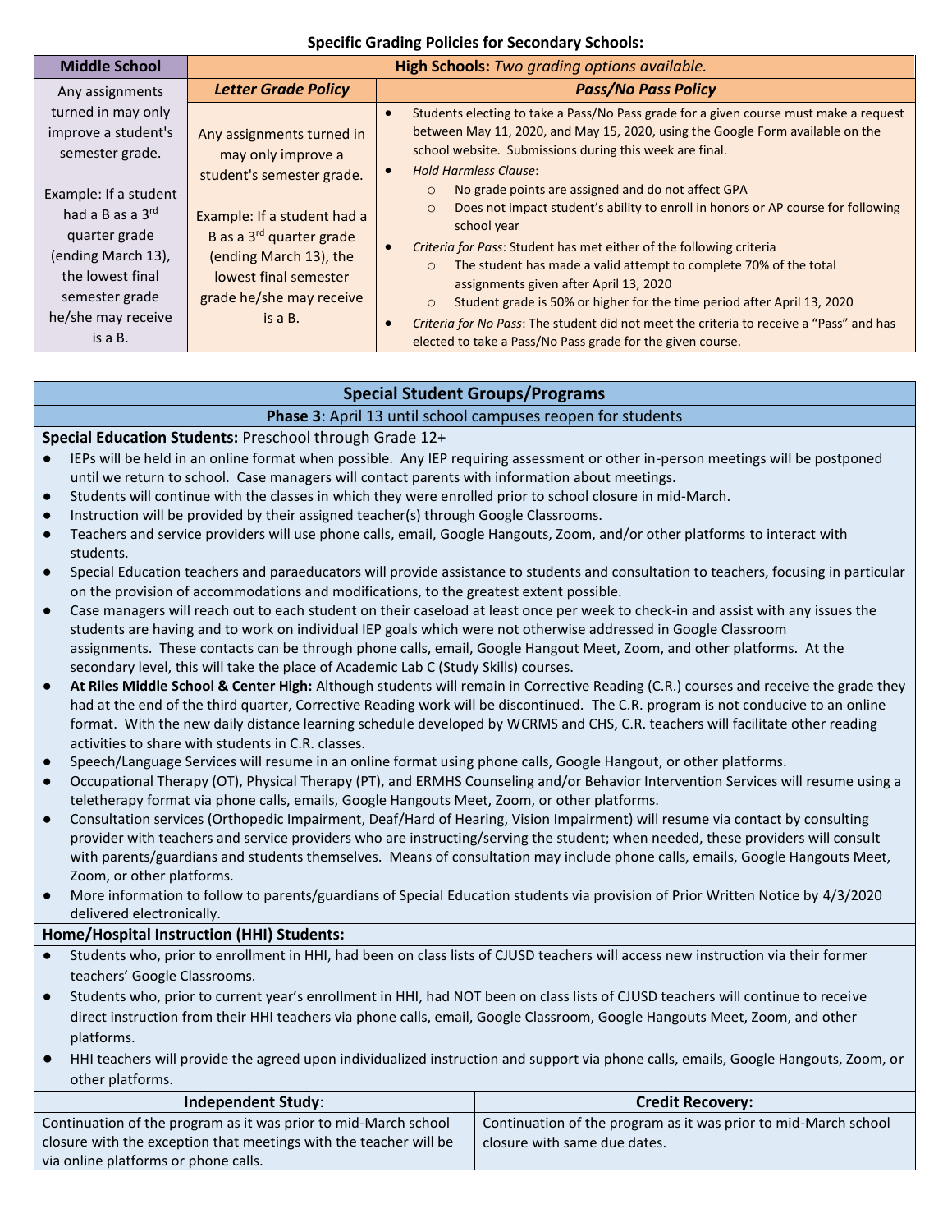**Specific Grading Policies for Secondary Schools:**

| Middle School | High Schools: *Two grading options available.* | |
|---|---|---|
| | ***Letter Grade Policy*** | ***Pass/No Pass Policy*** |
| Any assignments turned in may only improve a student's semester grade.<br><br>Example: If a student had a B as a 3rd quarter grade (ending March 13), the lowest final semester grade he/she may receive is a B. | Any assignments turned in may only improve a student's semester grade.<br><br>Example: If a student had a B as a 3rd quarter grade (ending March 13), the lowest final semester grade he/she may receive is a B. | • Students electing to take a Pass/No Pass grade for a given course must make a request between May 11, 2020, and May 15, 2020, using the Google Form available on the school website. Submissions during this week are final.<br>• *Hold Harmless Clause*:<br>○ No grade points are assigned and do not affect GPA<br>○ Does not impact student's ability to enroll in honors or AP course for following school year<br>• *Criteria for Pass*: Student has met either of the following criteria<br>○ The student has made a valid attempt to complete 70% of the total assignments given after April 13, 2020<br>○ Student grade is 50% or higher for the time period after April 13, 2020<br>• *Criteria for No Pass*: The student did not meet the criteria to receive a "Pass" and has elected to take a Pass/No Pass grade for the given course. |

## Special Student Groups/Programs

**Phase 3**: April 13 until school campuses reopen for students

**Special Education Students:** Preschool through Grade 12+

- IEPs will be held in an online format when possible. Any IEP requiring assessment or other in-person meetings will be postponed until we return to school. Case managers will contact parents with information about meetings.
- Students will continue with the classes in which they were enrolled prior to school closure in mid-March.
- Instruction will be provided by their assigned teacher(s) through Google Classrooms.
- Teachers and service providers will use phone calls, email, Google Hangouts, Zoom, and/or other platforms to interact with students.
- Special Education teachers and paraeducators will provide assistance to students and consultation to teachers, focusing in particular on the provision of accommodations and modifications, to the greatest extent possible.
- Case managers will reach out to each student on their caseload at least once per week to check-in and assist with any issues the students are having and to work on individual IEP goals which were not otherwise addressed in Google Classroom assignments. These contacts can be through phone calls, email, Google Hangout Meet, Zoom, and other platforms. At the secondary level, this will take the place of Academic Lab C (Study Skills) courses.
- **At Riles Middle School & Center High:** Although students will remain in Corrective Reading (C.R.) courses and receive the grade they had at the end of the third quarter, Corrective Reading work will be discontinued. The C.R. program is not conducive to an online format. With the new daily distance learning schedule developed by WCRMS and CHS, C.R. teachers will facilitate other reading activities to share with students in C.R. classes.
- Speech/Language Services will resume in an online format using phone calls, Google Hangout, or other platforms.
- Occupational Therapy (OT), Physical Therapy (PT), and ERMHS Counseling and/or Behavior Intervention Services will resume using a teletherapy format via phone calls, emails, Google Hangouts Meet, Zoom, or other platforms.
- Consultation services (Orthopedic Impairment, Deaf/Hard of Hearing, Vision Impairment) will resume via contact by consulting provider with teachers and service providers who are instructing/serving the student; when needed, these providers will consult with parents/guardians and students themselves. Means of consultation may include phone calls, emails, Google Hangouts Meet, Zoom, or other platforms.
- More information to follow to parents/guardians of Special Education students via provision of Prior Written Notice by 4/3/2020 delivered electronically.

**Home/Hospital Instruction (HHI) Students:**

- Students who, prior to enrollment in HHI, had been on class lists of CJUSD teachers will access new instruction via their former teachers' Google Classrooms.
- Students who, prior to current year's enrollment in HHI, had NOT been on class lists of CJUSD teachers will continue to receive direct instruction from their HHI teachers via phone calls, email, Google Classroom, Google Hangouts Meet, Zoom, and other platforms.
- HHI teachers will provide the agreed upon individualized instruction and support via phone calls, emails, Google Hangouts, Zoom, or other platforms.

| **Independent Study**: | **Credit Recovery:** |
|---|---|
| Continuation of the program as it was prior to mid-March school closure with the exception that meetings with the teacher will be via online platforms or phone calls. | Continuation of the program as it was prior to mid-March school closure with same due dates. |